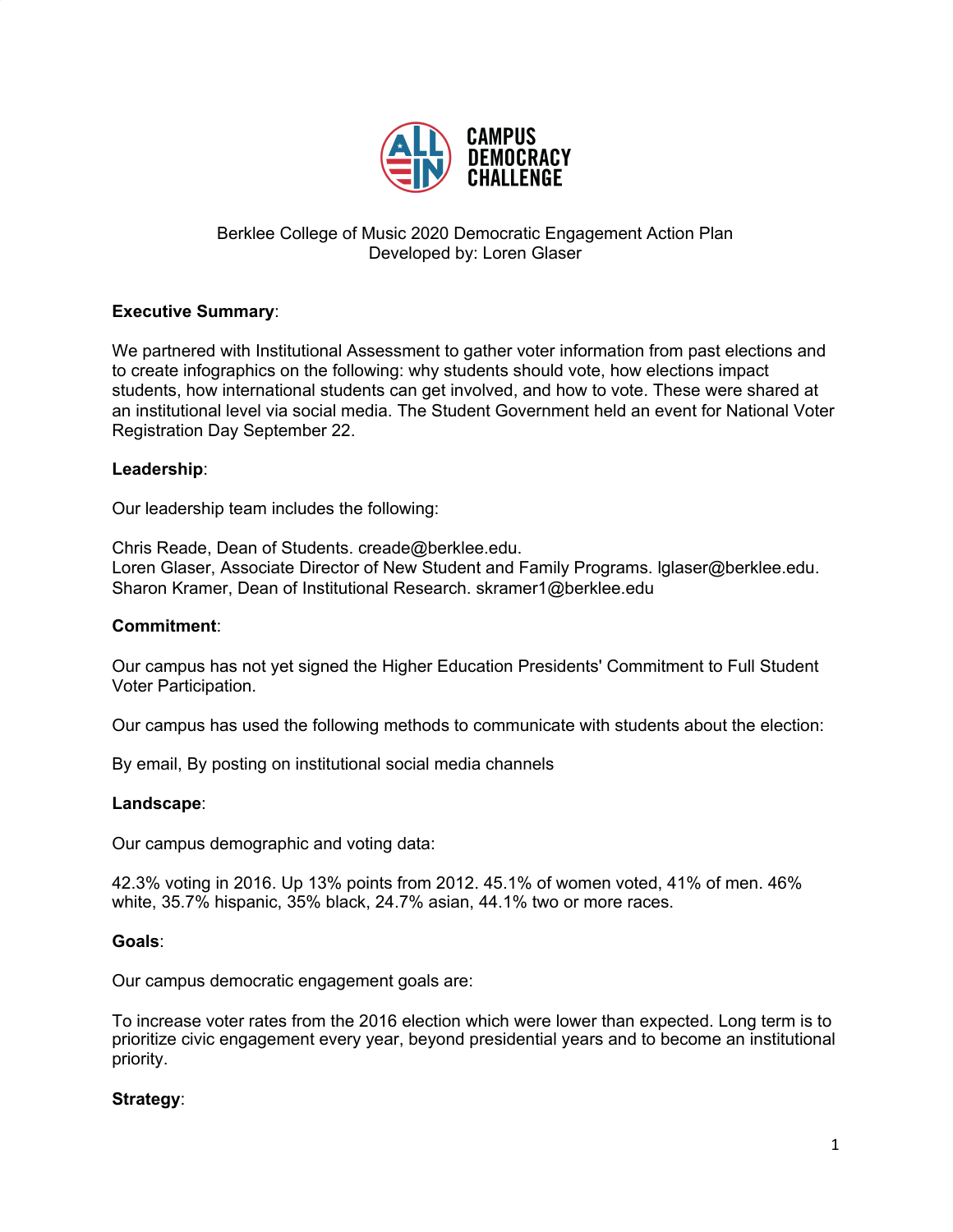Berklee College of Music 2020 Democratic Engagement Action Plan
Developed by: Loren Glaser

**Executive Summary**:

We partnered with Institutional Assessment to gather voter information from past elections and to create infographics on the following: why students should vote, how elections impact students, how international students can get involved, and how to vote. These were shared at an institutional level via social media. The Student Government held an event for National Voter Registration Day September 22.

**Leadership**:

Our leadership team includes the following:

Chris Reade, Dean of Students. creade@berklee.edu.
Loren Glaser, Associate Director of New Student and Family Programs. lglaser@berklee.edu.
Sharon Kramer, Dean of Institutional Research. skramer1@berklee.edu

**Commitment**:

Our campus has not yet signed the Higher Education Presidents' Commitment to Full Student Voter Participation.

Our campus has used the following methods to communicate with students about the election:

By email, By posting on institutional social media channels

**Landscape**:

Our campus demographic and voting data:

42.3% voting in 2016. Up 13% points from 2012. 45.1% of women voted, 41% of men. 46% white, 35.7% hispanic, 35% black, 24.7% asian, 44.1% two or more races.

**Goals**:

Our campus democratic engagement goals are:

To increase voter rates from the 2016 election which were lower than expected. Long term is to prioritize civic engagement every year, beyond presidential years and to become an institutional priority.

**Strategy**: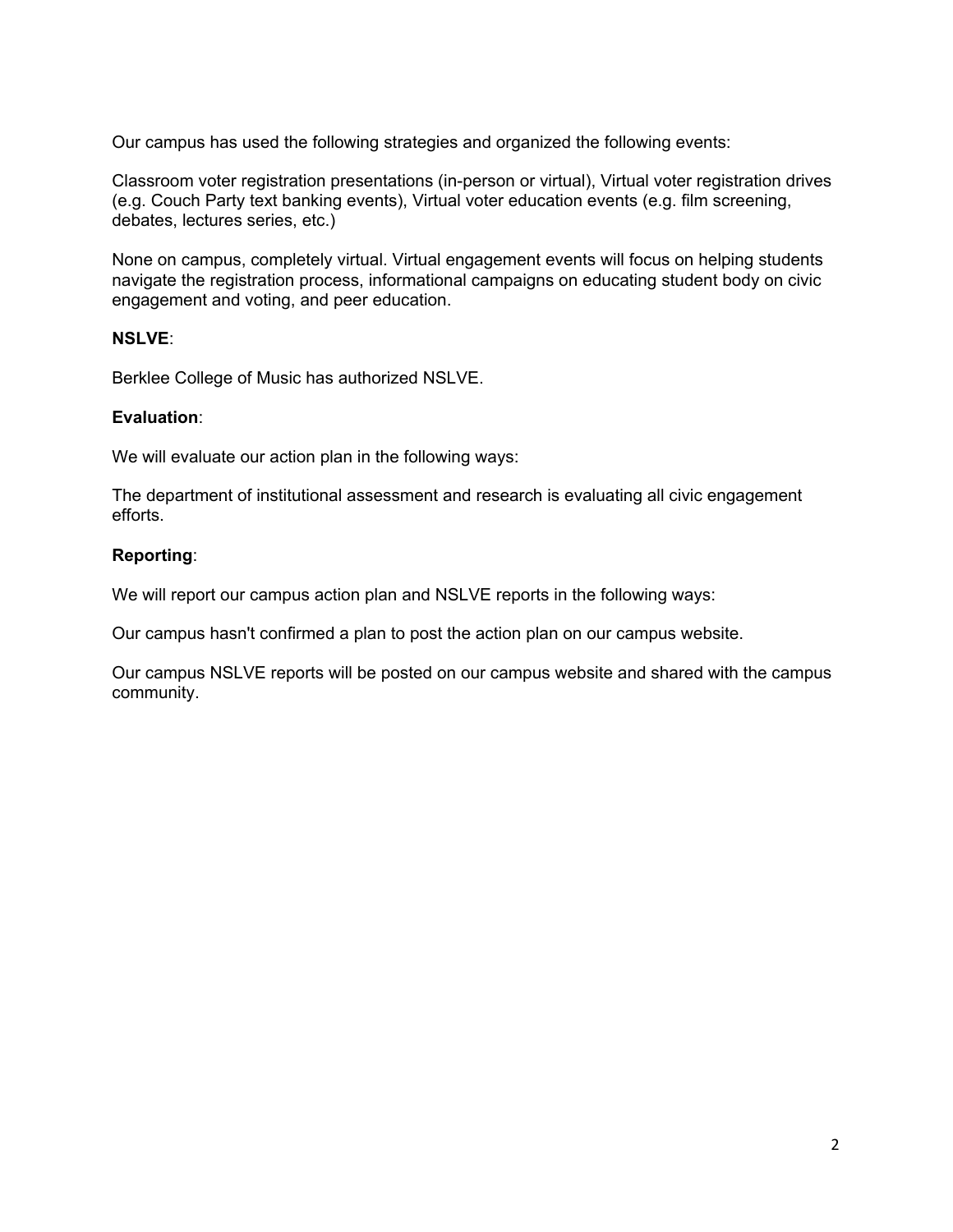Our campus has used the following strategies and organized the following events:

Classroom voter registration presentations (in-person or virtual), Virtual voter registration drives (e.g. Couch Party text banking events), Virtual voter education events (e.g. film screening, debates, lectures series, etc.)

None on campus, completely virtual. Virtual engagement events will focus on helping students navigate the registration process, informational campaigns on educating student body on civic engagement and voting, and peer education.

**NSLVE**:

Berklee College of Music has authorized NSLVE.

**Evaluation**:

We will evaluate our action plan in the following ways:

The department of institutional assessment and research is evaluating all civic engagement efforts.

**Reporting**:

We will report our campus action plan and NSLVE reports in the following ways:

Our campus hasn't confirmed a plan to post the action plan on our campus website.

Our campus NSLVE reports will be posted on our campus website and shared with the campus community.